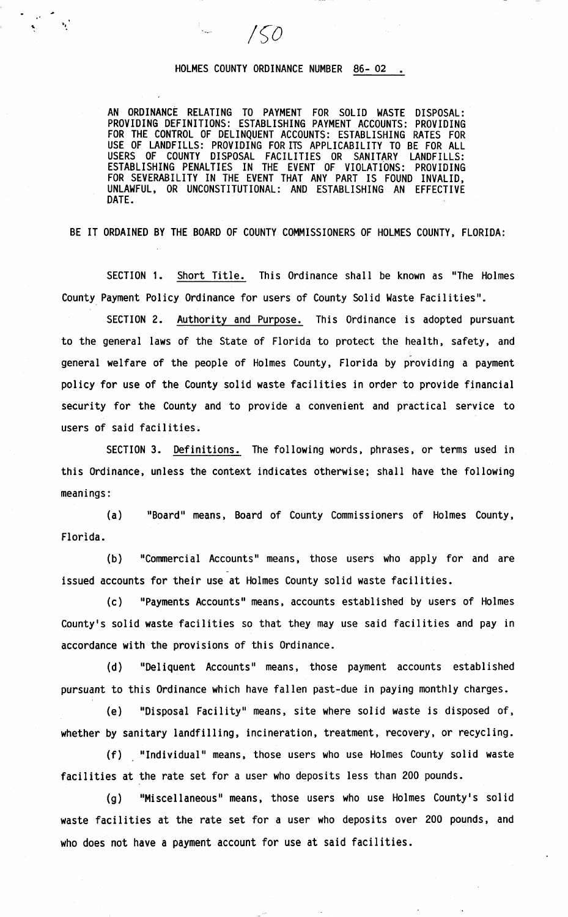# HOLMES COUNTY ORDINANCE NUMBER 86- 02 .

AN ORDINANCE RELATING TO PAYMENT FOR SOLID WASTE DISPOSAL: PROVIDING DEFINITIONS: ESTABLISHING PAYMENT ACCOUNTS: PROVIDING FOR THE CONTROL OF DELINQUENT ACCOUNTS: ESTABLISHING RATES FOR USE OF LANDFILLS: PROVIDING FOR ITS APPLICABILITY TO BE FOR ALL USERS OF COUNTY DISPOSAL FACILITIES OR SANITARY LANDFILLS: ESTABLISHING PENALTIES IN THE EVENT OF VIOLATIONS: PROVIDING FOR SEVERABILITY IN THE EVENT THAT ANY PART IS FOUND INVALID, UNLAWFUL, OR UNCONSTITUTIONAL: AND ESTABLISHING AN EFFECTIVE DATE.

BE IT ORDAINED BY THE BOARD OF COUNTY COMMISSIONERS OF HOLMES COUNTY, FLORIDA:

SECTION 1. Short Title. This Ordinance shall be known as "The Holmes County Payment Policy Ordinance for users of County Solid Waste Facilities".

SECTION 2. Authority and Purpose. This Ordinance is adopted pursuant to the general laws of the State of Florida to protect the health, safety, and general welfare of the people of Holmes County, Florida by providing a payment policy for use of the County solid waste facilities in order to provide financial security for the County and to provide a convenient and practical service to users of said facilities.

SECTION 3. Definitions. The following words, phrases, or terms used in this Ordinance, unless the context indicates otherwise; shall have the following meanings:

(a) "Board" means, Board of County Commissioners of Holmes County, Florida.

(b) "Commercial Accounts" means, those users who apply for and are issued accounts for their use at Holmes County solid waste facilities.

(c) "Payments Accounts" means, accounts established by users of Holmes County's solid waste facilities so that they may use said facilities and pay in accordance with the provisions of this Ordinance.

(d) "Deliquent Accounts" means, those payment accounts established pursuant to this Ordinance which have fallen past-due in paying monthly charges.

(e) "Disposal Facility" means, site where solid waste is disposed of, whether by sanitary landfilling, incineration, treatment, recovery, or recycling.

(f) "Individual" means, those users who use Holmes County solid waste facilities at the rate set for a user who deposits less than 200 pounds.

(g) "Miscellaneous" means, those users who use Holmes County's solid waste facilities at the rate set for a user who deposits over 200 pounds, and who does not have a payment account for use at said facilities.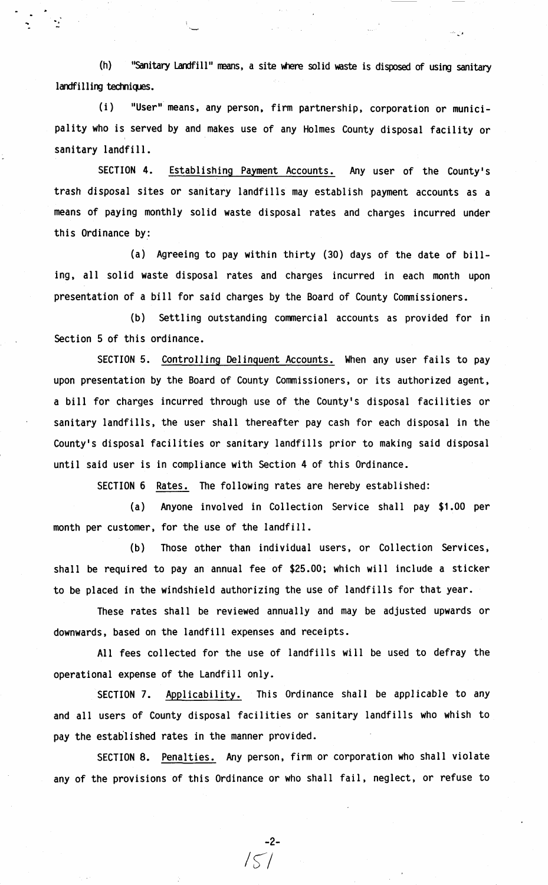(h) "Sanitary Landfill" means, a site where solid waste is disposed of using sanitary landfilling techniques.

(i) "User" means, any person, firm partnership, corporation or municipality who is served by and makes use of any Holmes County disposal facility or sanitary landfill.

SECTION 4. Establishing Payment Accounts. Any user of the County's trash disposal sites or sanitary landfills may establish payment accounts as a means of paying monthly solid waste disposal rates and charges incurred under this Ordinance by:

(a) Agreeing to pay within thirty (30) days of the date of billing, all solid waste disposal rates and charges incurred in each month upon presentation of a bill for said charges by the Board of County Commissioners.

(b) Settling outstanding commercial accounts as provided for in Section 5 of this ordinance.

SECTION 5. Controlling Delinquent Accounts. When any user fails to pay upon presentation by the Board of County Commissioners, or its authorized agent, a bill for charges incurred through use of the County's disposal facilities or sanitary landfills, the user shall thereafter pay cash for each disposal in the County's disposal facilities or sanitary landfills prior to making said disposal until said user is in compliance with Section 4 of this Ordinance.

SECTION 6 Rates. The following rates are hereby established:

(a) Anyone involved in Collection Service shall pay $1.00 per month per customer, for the use of the landfill.

(b) Those other than individual users, or Collection Services, shall be required to pay an annual fee of $25.00; which will include a sticker to be placed in the windshield authorizing the use of landfills for that year.

These rates shall be reviewed annually and may be adjusted upwards or downwards, based on the landfill expenses and receipts.

All fees collected for the use of landfills will be used to defray the operational expense of the Landfill only.

SECTION 7. Applicability. This Ordinance shall be applicable to any and all users of County disposal facilities or sanitary landfills who whish to pay the established rates in the manner provided.

SECTION 8. Penalties. Any person, firm or corporation who shall violate any of the provisions of this Ordinance or who shall fail, neglect, or refuse to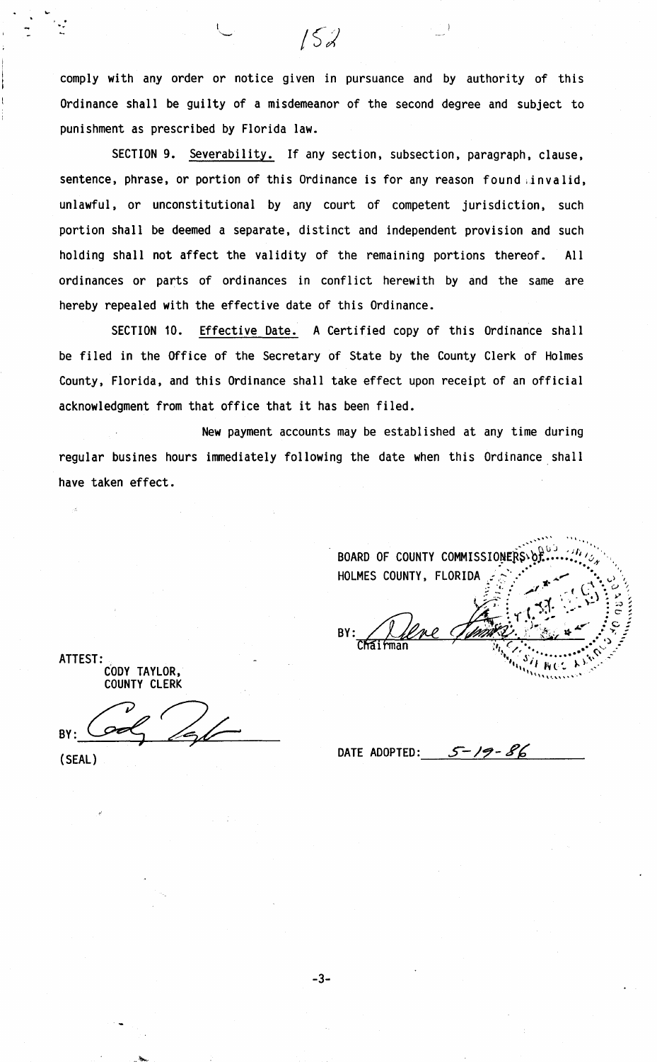comply with any order or notice given in pursuance and by authority of this Ordinance shall be guilty of a misdemeanor of the second degree and subject to punishment as prescribed by Florida law.

SECTION 9. Severability. If any section, subsection, paragraph, clause, sentence, phrase, or portion of this Ordinance is for any reason found invalid, unlawful, or unconstitutional by any court of competent jurisdiction, such portion shall be deemed a separate, distinct and independent provision and such holding shall not affect the validity of the remaining portions thereof. All ordinances or parts of ordinances in conflict herewith by and the same are hereby repealed with the effective date of this Ordinance.

SECTION 10. Effective Date. A Certified copy of this Ordinance shall be filed in the Office of the Secretary of State by the County Clerk of Holmes County, Florida, and this Ordinance shall take effect upon receipt of an official acknowledgment from that office that it has been filed.

New payment accounts may be established at any time during regular busines hours immediately following the date when this Ordinance shall have taken effect.

BOARD OF COUNTY COMMISSIONERS OF
HOLMES COUNTY, FLORIDA

BY: ______________
Chairman

ATTEST:
CODY TAYLOR,
COUNTY CLERK

BY: ______________

(SEAL)

DATE ADOPTED: 5-19-86